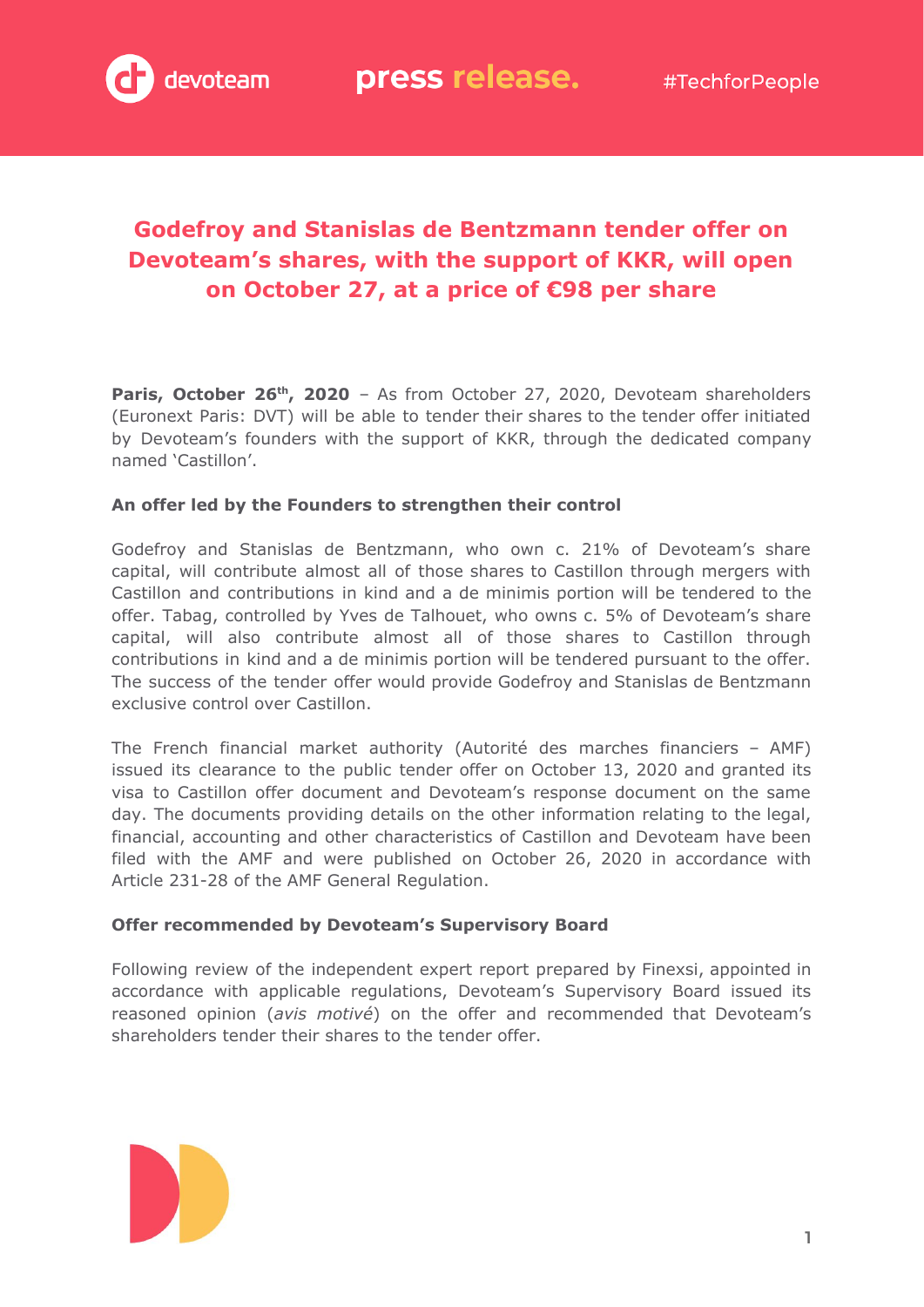# Godefroy and Stanislas de Bentzmann tender offer on Devoteam's shares, with the support of KKR, will open on October 27, at a price of €98 per share

**Paris, October 26th, 2020** – As from October 27, 2020, Devoteam shareholders (Euronext Paris: DVT) will be able to tender their shares to the tender offer initiated by Devoteam's founders with the support of KKR, through the dedicated company named 'Castillon'.

**An offer led by the Founders to strengthen their control**

Godefroy and Stanislas de Bentzmann, who own c. 21% of Devoteam's share capital, will contribute almost all of those shares to Castillon through mergers with Castillon and contributions in kind and a de minimis portion will be tendered to the offer. Tabag, controlled by Yves de Talhouet, who owns c. 5% of Devoteam's share capital, will also contribute almost all of those shares to Castillon through contributions in kind and a de minimis portion will be tendered pursuant to the offer. The success of the tender offer would provide Godefroy and Stanislas de Bentzmann exclusive control over Castillon.

The French financial market authority (Autorité des marches financiers – AMF) issued its clearance to the public tender offer on October 13, 2020 and granted its visa to Castillon offer document and Devoteam's response document on the same day. The documents providing details on the other information relating to the legal, financial, accounting and other characteristics of Castillon and Devoteam have been filed with the AMF and were published on October 26, 2020 in accordance with Article 231-28 of the AMF General Regulation.

**Offer recommended by Devoteam's Supervisory Board**

Following review of the independent expert report prepared by Finexsi, appointed in accordance with applicable regulations, Devoteam's Supervisory Board issued its reasoned opinion (*avis motivé*) on the offer and recommended that Devoteam's shareholders tender their shares to the tender offer.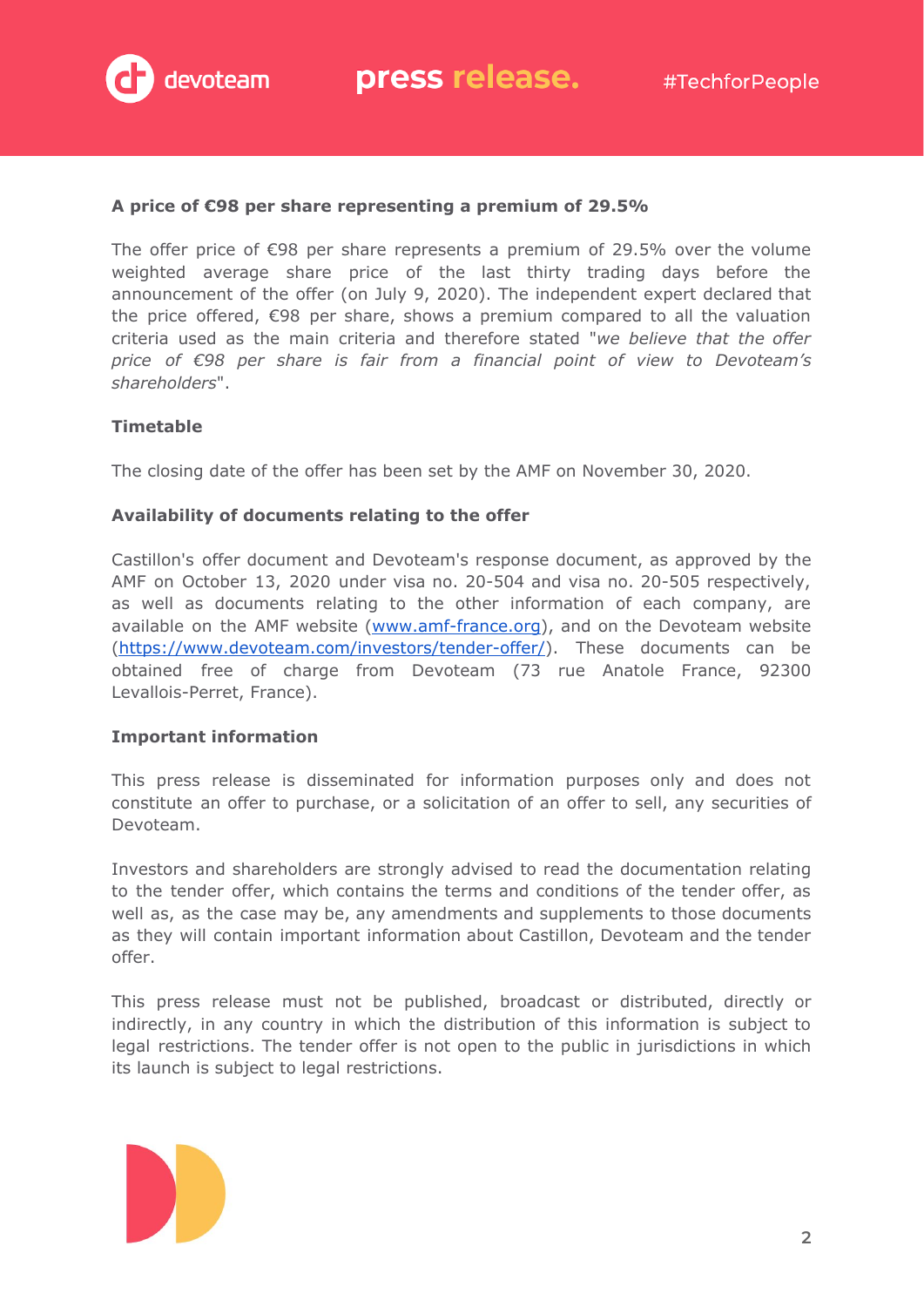**A price of €98 per share representing a premium of 29.5%**

The offer price of €98 per share represents a premium of 29.5% over the volume weighted average share price of the last thirty trading days before the announcement of the offer (on July 9, 2020). The independent expert declared that the price offered, €98 per share, shows a premium compared to all the valuation criteria used as the main criteria and therefore stated "*we believe that the offer price of €98 per share is fair from a financial point of view to Devoteam's shareholders*".

**Timetable**

The closing date of the offer has been set by the AMF on November 30, 2020.

**Availability of documents relating to the offer**

Castillon's offer document and Devoteam's response document, as approved by the AMF on October 13, 2020 under visa no. 20-504 and visa no. 20-505 respectively, as well as documents relating to the other information of each company, are available on the AMF website (www.amf-france.org), and on the Devoteam website (https://www.devoteam.com/investors/tender-offer/). These documents can be obtained free of charge from Devoteam (73 rue Anatole France, 92300 Levallois-Perret, France).

**Important information**

This press release is disseminated for information purposes only and does not constitute an offer to purchase, or a solicitation of an offer to sell, any securities of Devoteam.

Investors and shareholders are strongly advised to read the documentation relating to the tender offer, which contains the terms and conditions of the tender offer, as well as, as the case may be, any amendments and supplements to those documents as they will contain important information about Castillon, Devoteam and the tender offer.

This press release must not be published, broadcast or distributed, directly or indirectly, in any country in which the distribution of this information is subject to legal restrictions. The tender offer is not open to the public in jurisdictions in which its launch is subject to legal restrictions.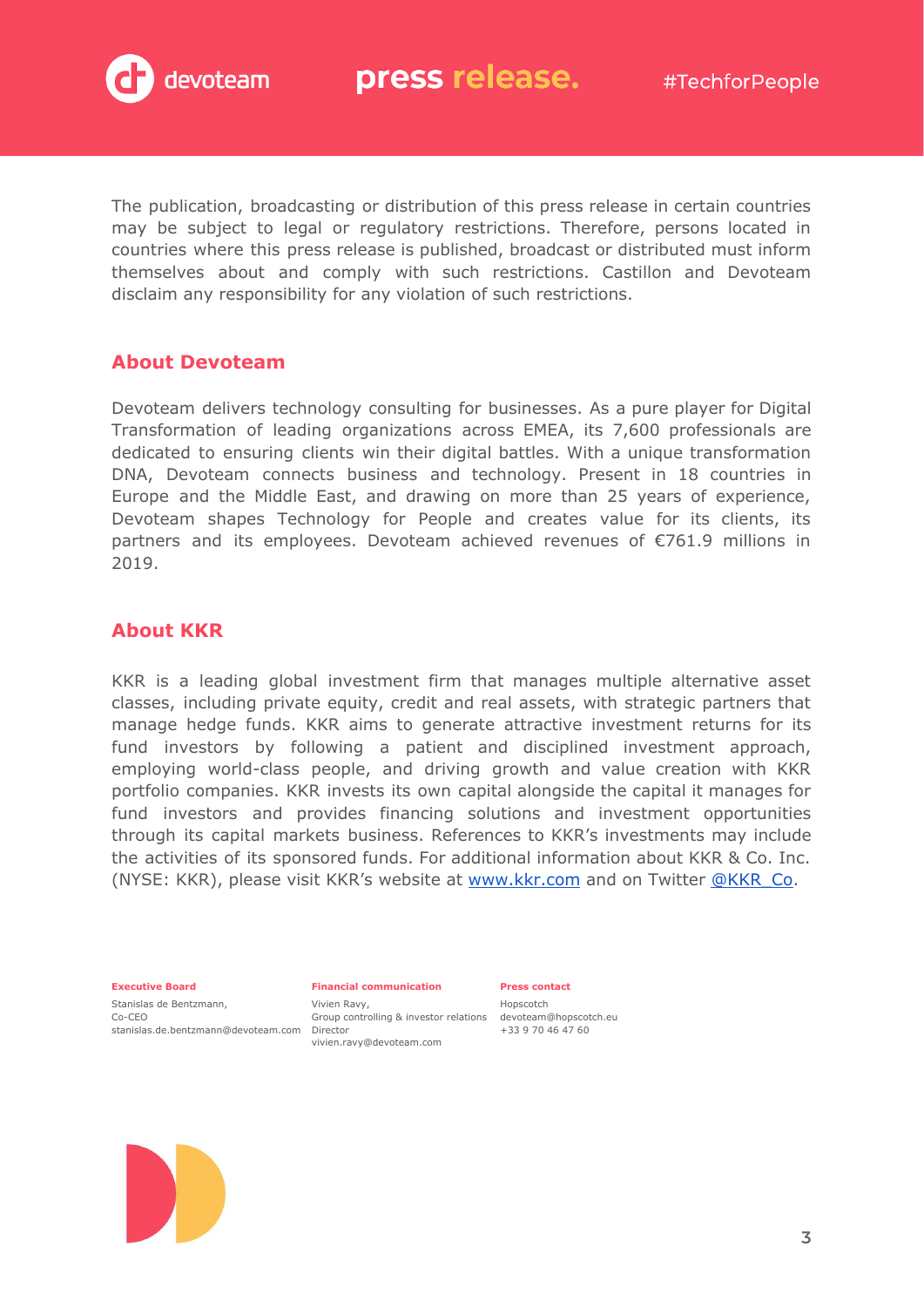The publication, broadcasting or distribution of this press release in certain countries may be subject to legal or regulatory restrictions. Therefore, persons located in countries where this press release is published, broadcast or distributed must inform themselves about and comply with such restrictions. Castillon and Devoteam disclaim any responsibility for any violation of such restrictions.

## About Devoteam

Devoteam delivers technology consulting for businesses. As a pure player for Digital Transformation of leading organizations across EMEA, its 7,600 professionals are dedicated to ensuring clients win their digital battles. With a unique transformation DNA, Devoteam connects business and technology. Present in 18 countries in Europe and the Middle East, and drawing on more than 25 years of experience, Devoteam shapes Technology for People and creates value for its clients, its partners and its employees. Devoteam achieved revenues of €761.9 millions in 2019.

## About KKR

KKR is a leading global investment firm that manages multiple alternative asset classes, including private equity, credit and real assets, with strategic partners that manage hedge funds. KKR aims to generate attractive investment returns for its fund investors by following a patient and disciplined investment approach, employing world-class people, and driving growth and value creation with KKR portfolio companies. KKR invests its own capital alongside the capital it manages for fund investors and provides financing solutions and investment opportunities through its capital markets business. References to KKR's investments may include the activities of its sponsored funds. For additional information about KKR & Co. Inc. (NYSE: KKR), please visit KKR's website at [www.kkr.com](http://www.kkr.com) and on Twitter [@KKR_Co](https://twitter.com/KKR_Co).

**Executive Board**
Stanislas de Bentzmann,
Co-CEO
stanislas.de.bentzmann@devoteam.com

**Financial communication**
Vivien Ravy,
Group controlling & investor relations Director
vivien.ravy@devoteam.com

**Press contact**
Hopscotch
devoteam@hopscotch.eu
+33 9 70 46 47 60